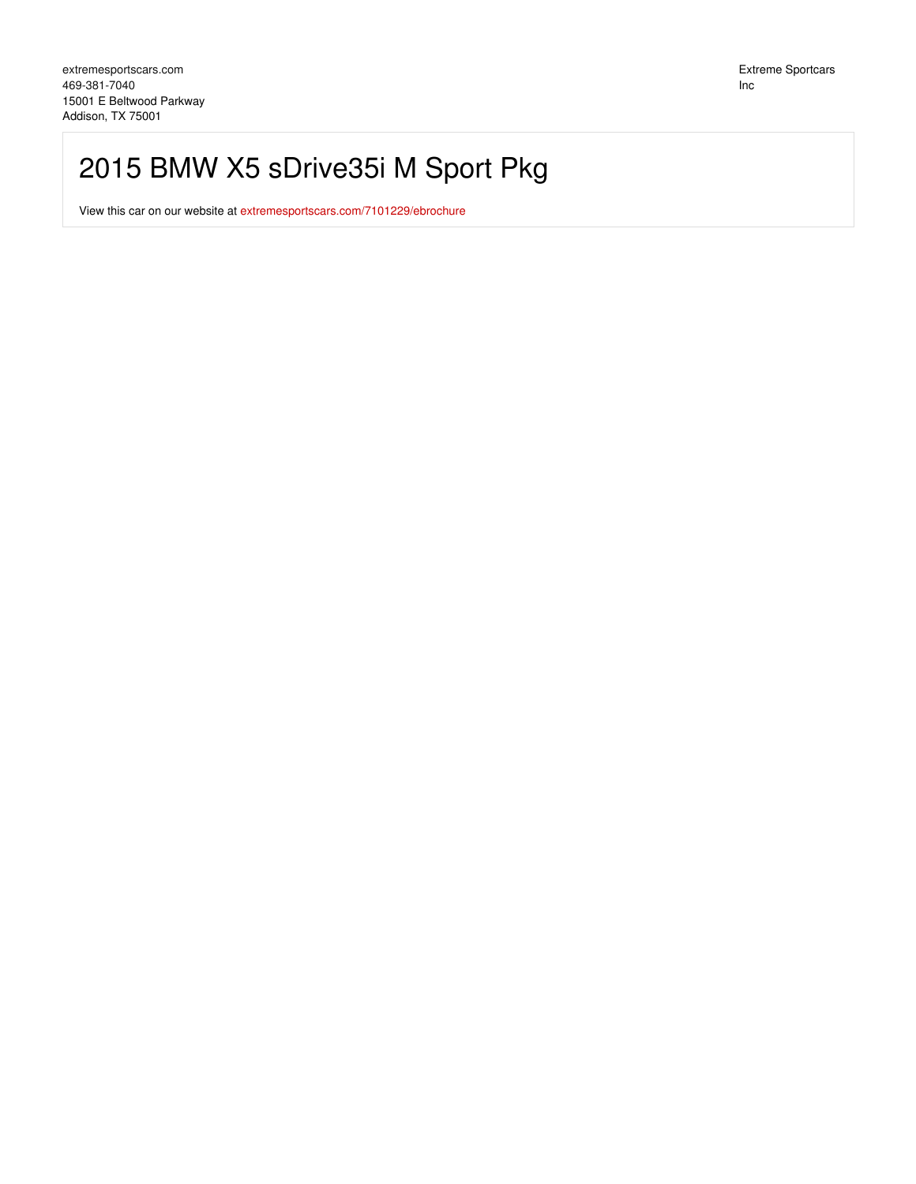extremesportscars.com
469-381-7040
15001 E Beltwood Parkway
Addison, TX 75001

Extreme Sportcars Inc

# 2015 BMW X5 sDrive35i M Sport Pkg

View this car on our website at extremesportscars.com/7101229/ebrochure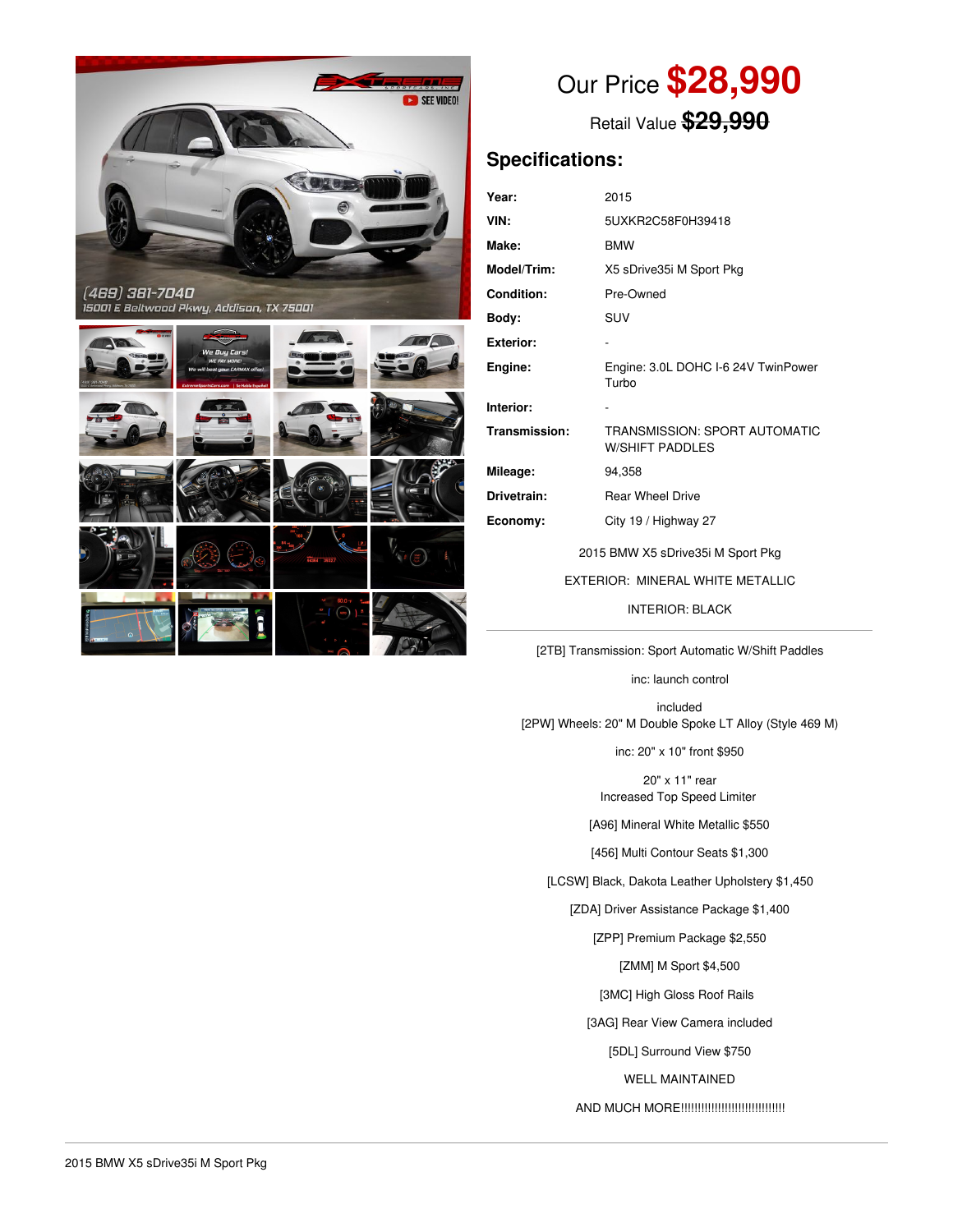Our Price **$28,990**

Retail Value ~~$29,990~~

## Specifications:

| | |
|---|---|
| **Year:** | 2015 |
| **VIN:** | 5UXKR2C58F0H39418 |
| **Make:** | BMW |
| **Model/Trim:** | X5 sDrive35i M Sport Pkg |
| **Condition:** | Pre-Owned |
| **Body:** | SUV |
| **Exterior:** | - |
| **Engine:** | Engine: 3.0L DOHC I-6 24V TwinPower Turbo |
| **Interior:** | - |
| **Transmission:** | TRANSMISSION: SPORT AUTOMATIC W/SHIFT PADDLES |
| **Mileage:** | 94,358 |
| **Drivetrain:** | Rear Wheel Drive |
| **Economy:** | City 19 / Highway 27 |

2015 BMW X5 sDrive35i M Sport Pkg

EXTERIOR: MINERAL WHITE METALLIC

INTERIOR: BLACK

---

[2TB] Transmission: Sport Automatic W/Shift Paddles

inc: launch control

included
[2PW] Wheels: 20" M Double Spoke LT Alloy (Style 469 M)

inc: 20" x 10" front $950

20" x 11" rear
Increased Top Speed Limiter

[A96] Mineral White Metallic $550

[456] Multi Contour Seats $1,300

[LCSW] Black, Dakota Leather Upholstery $1,450

[ZDA] Driver Assistance Package $1,400

[ZPP] Premium Package $2,550

[ZMM] M Sport $4,500

[3MC] High Gloss Roof Rails

[3AG] Rear View Camera included

[5DL] Surround View $750

WELL MAINTAINED

AND MUCH MORE!!!!!!!!!!!!!!!!!!!!!!!!!!!!!!!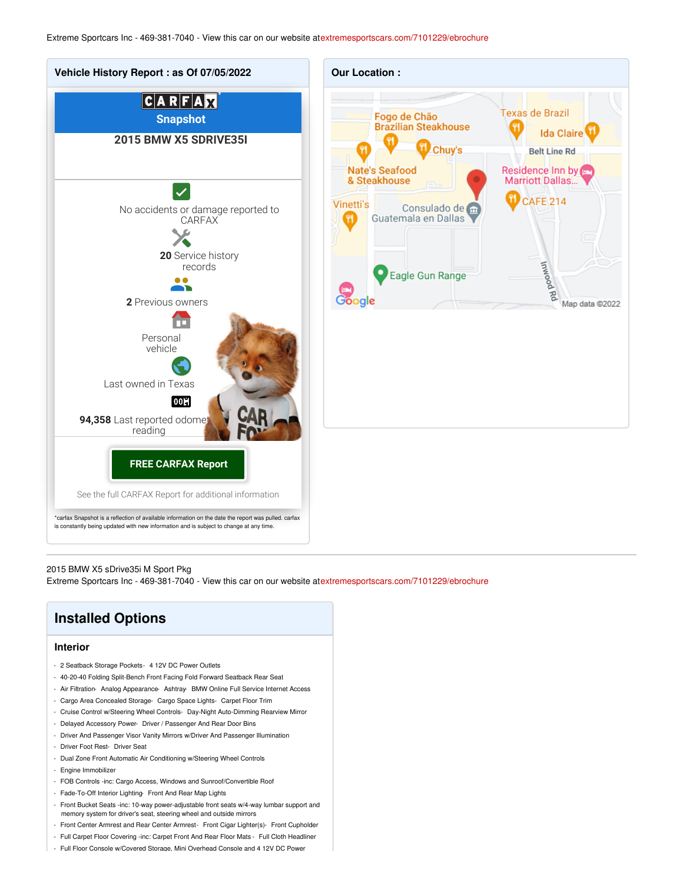Extreme Sportcars Inc - 469-381-7040 - View this car on our website atextremesportscars.com/7101229/ebrochure

## Vehicle History Report : as Of 07/05/2022

CARFAX Snapshot

**2015 BMW X5 SDRIVE35I**

No accidents or damage reported to CARFAX

**20** Service history records

**2** Previous owners

Personal vehicle

Last owned in Texas

**94,358** Last reported odometer reading

**FREE CARFAX Report**

See the full CARFAX Report for additional information

*carfax Snapshot is a reflection of available information on the date the report was pulled. carfax is constantly being updated with new information and is subject to change at any time.

## Our Location :

Fogo de Chão Brazilian Steakhouse, Texas de Brazil, Ida Claire, Chuy's, Belt Line Rd, Nate's Seafood & Steakhouse, Residence Inn by Marriott Dallas..., Vinetti's, Consulado de Guatemala en Dallas, CAFE 214, Eagle Gun Range, Inwood Rd

Map data ©2022

---

2015 BMW X5 sDrive35i M Sport Pkg

Extreme Sportcars Inc - 469-381-7040 - View this car on our website atextremesportscars.com/7101229/ebrochure

## Installed Options

### Interior

- 2 Seatback Storage Pockets- 4 12V DC Power Outlets
- 40-20-40 Folding Split-Bench Front Facing Fold Forward Seatback Rear Seat
- Air Filtration- Analog Appearance- Ashtray- BMW Online Full Service Internet Access
- Cargo Area Concealed Storage- Cargo Space Lights- Carpet Floor Trim
- Cruise Control w/Steering Wheel Controls- Day-Night Auto-Dimming Rearview Mirror
- Delayed Accessory Power- Driver / Passenger And Rear Door Bins
- Driver And Passenger Visor Vanity Mirrors w/Driver And Passenger Illumination
- Driver Foot Rest- Driver Seat
- Dual Zone Front Automatic Air Conditioning w/Steering Wheel Controls
- Engine Immobilizer
- FOB Controls -inc: Cargo Access, Windows and Sunroof/Convertible Roof
- Fade-To-Off Interior Lighting- Front And Rear Map Lights
- Front Bucket Seats -inc: 10-way power-adjustable front seats w/4-way lumbar support and memory system for driver's seat, steering wheel and outside mirrors
- Front Center Armrest and Rear Center Armrest- Front Cigar Lighter(s)- Front Cupholder
- Full Carpet Floor Covering -inc: Carpet Front And Rear Floor Mats - Full Cloth Headliner
- Full Floor Console w/Covered Storage, Mini Overhead Console and 4 12V DC Power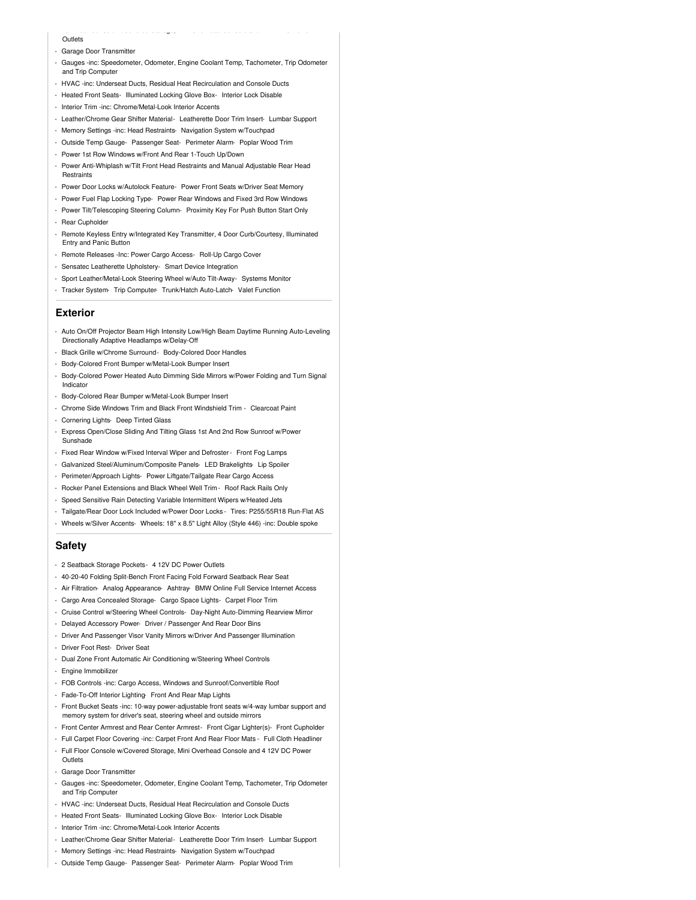Outlets

- Garage Door Transmitter
- Gauges -inc: Speedometer, Odometer, Engine Coolant Temp, Tachometer, Trip Odometer and Trip Computer
- HVAC -inc: Underseat Ducts, Residual Heat Recirculation and Console Ducts
- Heated Front Seats- Illuminated Locking Glove Box- Interior Lock Disable
- Interior Trim -inc: Chrome/Metal-Look Interior Accents
- Leather/Chrome Gear Shifter Material- Leatherette Door Trim Insert- Lumbar Support
- Memory Settings -inc: Head Restraints- Navigation System w/Touchpad
- Outside Temp Gauge- Passenger Seat- Perimeter Alarm- Poplar Wood Trim
- Power 1st Row Windows w/Front And Rear 1-Touch Up/Down
- Power Anti-Whiplash w/Tilt Front Head Restraints and Manual Adjustable Rear Head Restraints
- Power Door Locks w/Autolock Feature- Power Front Seats w/Driver Seat Memory
- Power Fuel Flap Locking Type- Power Rear Windows and Fixed 3rd Row Windows
- Power Tilt/Telescoping Steering Column- Proximity Key For Push Button Start Only
- Rear Cupholder
- Remote Keyless Entry w/Integrated Key Transmitter, 4 Door Curb/Courtesy, Illuminated Entry and Panic Button
- Remote Releases -Inc: Power Cargo Access- Roll-Up Cargo Cover
- Sensatec Leatherette Upholstery- Smart Device Integration
- Sport Leather/Metal-Look Steering Wheel w/Auto Tilt-Away- Systems Monitor
- Tracker System- Trip Computer- Trunk/Hatch Auto-Latch- Valet Function

## Exterior

- Auto On/Off Projector Beam High Intensity Low/High Beam Daytime Running Auto-Leveling Directionally Adaptive Headlamps w/Delay-Off
- Black Grille w/Chrome Surround- Body-Colored Door Handles
- Body-Colored Front Bumper w/Metal-Look Bumper Insert
- Body-Colored Power Heated Auto Dimming Side Mirrors w/Power Folding and Turn Signal Indicator
- Body-Colored Rear Bumper w/Metal-Look Bumper Insert
- Chrome Side Windows Trim and Black Front Windshield Trim - Clearcoat Paint
- Cornering Lights- Deep Tinted Glass
- Express Open/Close Sliding And Tilting Glass 1st And 2nd Row Sunroof w/Power Sunshade
- Fixed Rear Window w/Fixed Interval Wiper and Defroster- Front Fog Lamps
- Galvanized Steel/Aluminum/Composite Panels- LED Brakelights- Lip Spoiler
- Perimeter/Approach Lights- Power Liftgate/Tailgate Rear Cargo Access
- Rocker Panel Extensions and Black Wheel Well Trim - Roof Rack Rails Only
- Speed Sensitive Rain Detecting Variable Intermittent Wipers w/Heated Jets
- Tailgate/Rear Door Lock Included w/Power Door Locks - Tires: P255/55R18 Run-Flat AS
- Wheels w/Silver Accents- Wheels: 18" x 8.5" Light Alloy (Style 446) -inc: Double spoke

## Safety

- 2 Seatback Storage Pockets- 4 12V DC Power Outlets
- 40-20-40 Folding Split-Bench Front Facing Fold Forward Seatback Rear Seat
- Air Filtration- Analog Appearance- Ashtray- BMW Online Full Service Internet Access
- Cargo Area Concealed Storage- Cargo Space Lights- Carpet Floor Trim
- Cruise Control w/Steering Wheel Controls- Day-Night Auto-Dimming Rearview Mirror
- Delayed Accessory Power- Driver / Passenger And Rear Door Bins
- Driver And Passenger Visor Vanity Mirrors w/Driver And Passenger Illumination
- Driver Foot Rest- Driver Seat
- Dual Zone Front Automatic Air Conditioning w/Steering Wheel Controls
- Engine Immobilizer
- FOB Controls -inc: Cargo Access, Windows and Sunroof/Convertible Roof
- Fade-To-Off Interior Lighting- Front And Rear Map Lights
- Front Bucket Seats -inc: 10-way power-adjustable front seats w/4-way lumbar support and memory system for driver's seat, steering wheel and outside mirrors
- Front Center Armrest and Rear Center Armrest- Front Cigar Lighter(s)- Front Cupholder
- Full Carpet Floor Covering -inc: Carpet Front And Rear Floor Mats - Full Cloth Headliner
- Full Floor Console w/Covered Storage, Mini Overhead Console and 4 12V DC Power Outlets
- Garage Door Transmitter
- Gauges -inc: Speedometer, Odometer, Engine Coolant Temp, Tachometer, Trip Odometer and Trip Computer
- HVAC -inc: Underseat Ducts, Residual Heat Recirculation and Console Ducts
- Heated Front Seats- Illuminated Locking Glove Box- Interior Lock Disable
- Interior Trim -inc: Chrome/Metal-Look Interior Accents
- Leather/Chrome Gear Shifter Material- Leatherette Door Trim Insert- Lumbar Support
- Memory Settings -inc: Head Restraints- Navigation System w/Touchpad
- Outside Temp Gauge- Passenger Seat- Perimeter Alarm- Poplar Wood Trim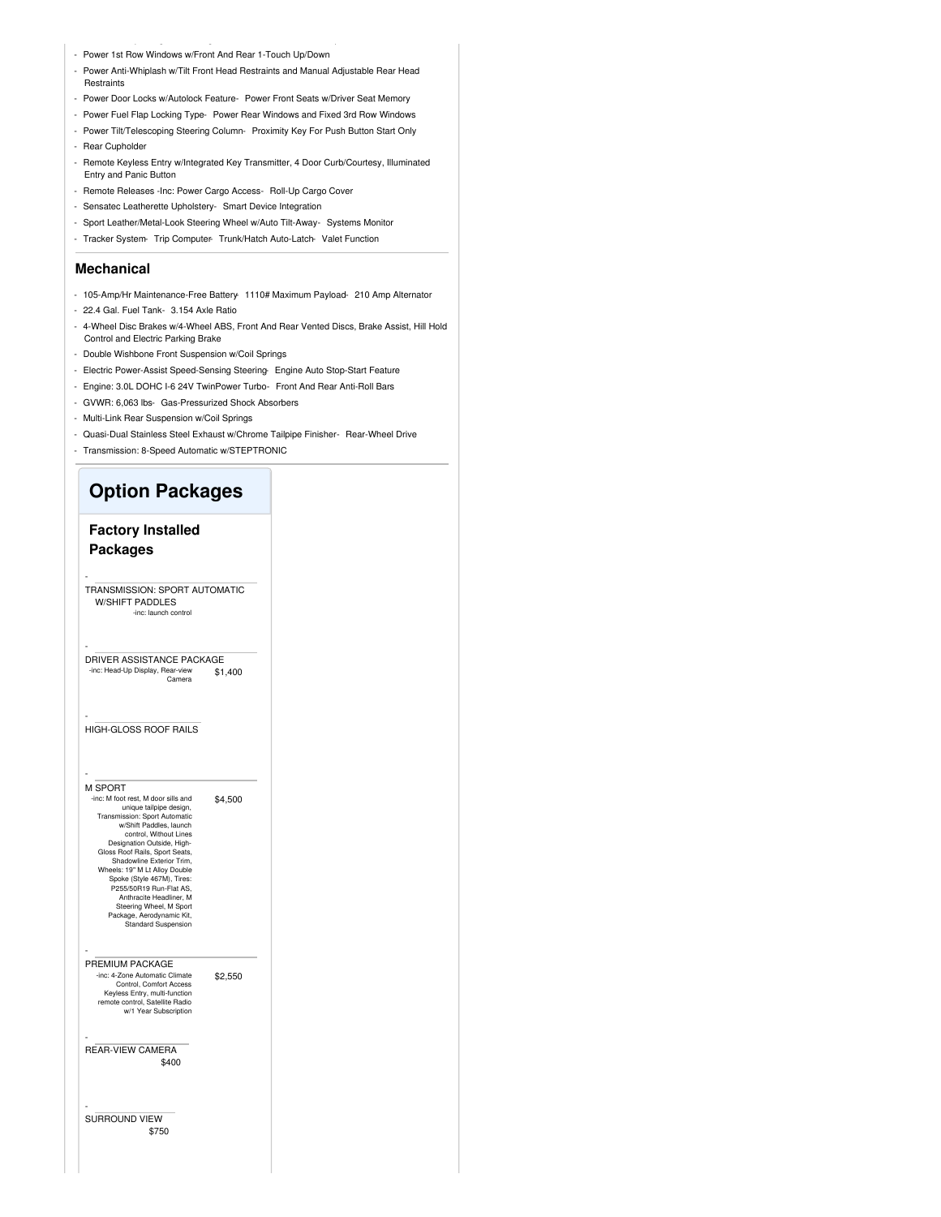- Power 1st Row Windows w/Front And Rear 1-Touch Up/Down
- Power Anti-Whiplash w/Tilt Front Head Restraints and Manual Adjustable Rear Head Restraints
- Power Door Locks w/Autolock Feature- Power Front Seats w/Driver Seat Memory
- Power Fuel Flap Locking Type- Power Rear Windows and Fixed 3rd Row Windows
- Power Tilt/Telescoping Steering Column- Proximity Key For Push Button Start Only
- Rear Cupholder
- Remote Keyless Entry w/Integrated Key Transmitter, 4 Door Curb/Courtesy, Illuminated Entry and Panic Button
- Remote Releases -Inc: Power Cargo Access- Roll-Up Cargo Cover
- Sensatec Leatherette Upholstery- Smart Device Integration
- Sport Leather/Metal-Look Steering Wheel w/Auto Tilt-Away- Systems Monitor
- Tracker System- Trip Computer- Trunk/Hatch Auto-Latch- Valet Function

## Mechanical

- 105-Amp/Hr Maintenance-Free Battery- 1110# Maximum Payload- 210 Amp Alternator
- 22.4 Gal. Fuel Tank- 3.154 Axle Ratio
- 4-Wheel Disc Brakes w/4-Wheel ABS, Front And Rear Vented Discs, Brake Assist, Hill Hold Control and Electric Parking Brake
- Double Wishbone Front Suspension w/Coil Springs
- Electric Power-Assist Speed-Sensing Steering- Engine Auto Stop-Start Feature
- Engine: 3.0L DOHC I-6 24V TwinPower Turbo- Front And Rear Anti-Roll Bars
- GVWR: 6,063 lbs- Gas-Pressurized Shock Absorbers
- Multi-Link Rear Suspension w/Coil Springs
- Quasi-Dual Stainless Steel Exhaust w/Chrome Tailpipe Finisher- Rear-Wheel Drive
- Transmission: 8-Speed Automatic w/STEPTRONIC

# Option Packages

## Factory Installed Packages

- TRANSMISSION: SPORT AUTOMATIC W/SHIFT PADDLES
  -inc: launch control

- DRIVER ASSISTANCE PACKAGE — $1,400
  -inc: Head-Up Display, Rear-view Camera

- HIGH-GLOSS ROOF RAILS

- M SPORT — $4,500
  -inc: M foot rest, M door sills and unique tailpipe design, Transmission: Sport Automatic w/Shift Paddles, launch control, Without Lines Designation Outside, High-Gloss Roof Rails, Sport Seats, Shadowline Exterior Trim, Wheels: 19" M Lt Alloy Double Spoke (Style 467M), Tires: P255/50R19 Run-Flat AS, Anthracite Headliner, M Steering Wheel, M Sport Package, Aerodynamic Kit, Standard Suspension

- PREMIUM PACKAGE — $2,550
  -inc: 4-Zone Automatic Climate Control, Comfort Access Keyless Entry, multi-function remote control, Satellite Radio w/1 Year Subscription

- REAR-VIEW CAMERA — $400

- SURROUND VIEW — $750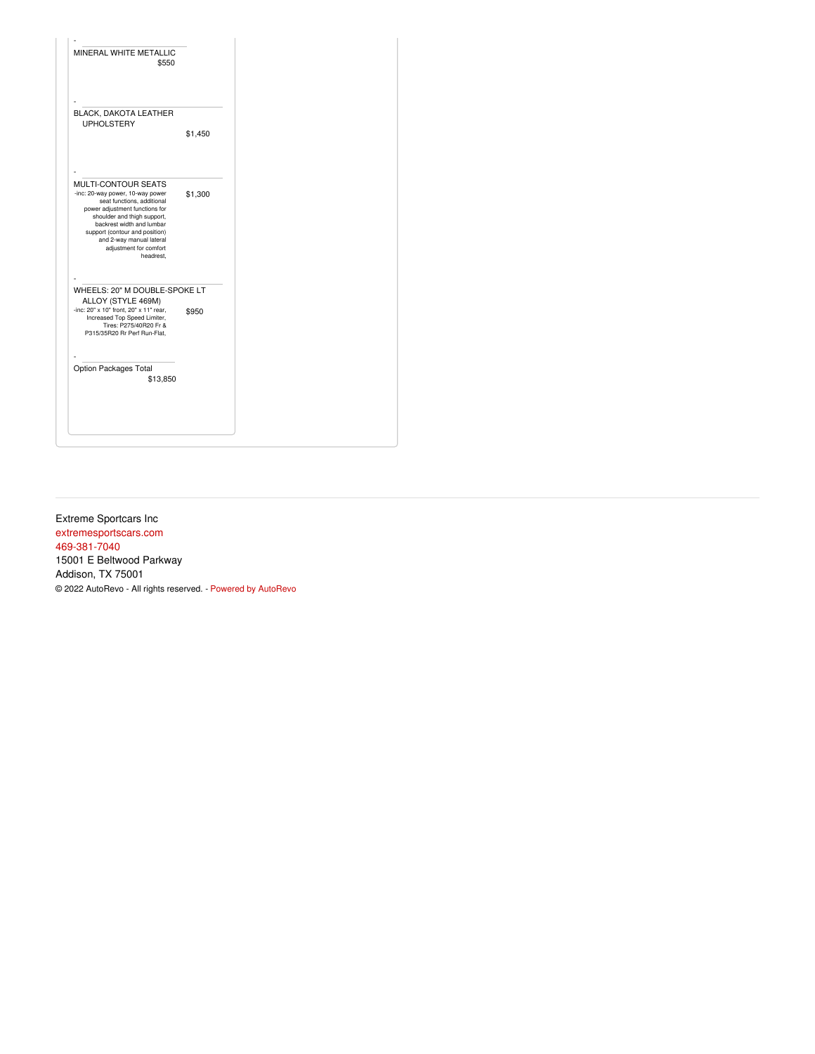-

MINERAL WHITE METALLIC
$550

-

BLACK, DAKOTA LEATHER UPHOLSTERY
$1,450

-

MULTI-CONTOUR SEATS
-inc: 20-way power, 10-way power seat functions, additional power adjustment functions for shoulder and thigh support, backrest width and lumbar support (contour and position) and 2-way manual lateral adjustment for comfort headrest,
$1,300

-

WHEELS: 20" M DOUBLE-SPOKE LT ALLOY (STYLE 469M)
-inc: 20" x 10" front, 20" x 11" rear, Increased Top Speed Limiter, Tires: P275/40R20 Fr & P315/35R20 Rr Perf Run-Flat,
$950

-

Option Packages Total
$13,850

---

Extreme Sportcars Inc
extremesportscars.com
469-381-7040
15001 E Beltwood Parkway
Addison, TX 75001
© 2022 AutoRevo - All rights reserved. - Powered by AutoRevo